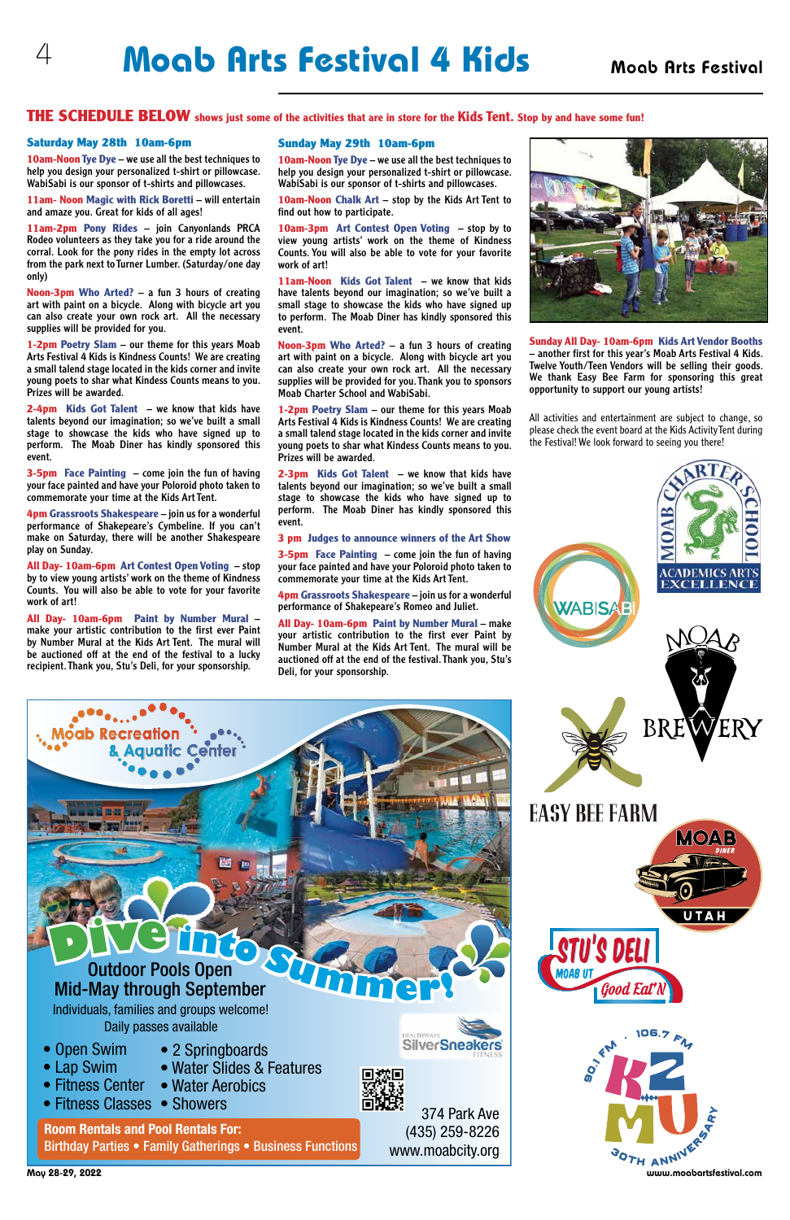# Moab Arts Festival 4 Kids

**THE SCHEDULE BELOW** shows just some of the activities that are in store for the **Kids Tent**. Stop by and have some fun!

### Saturday May 28th 10am-6pm

**10am-Noon Tye Dye** – we use all the best techniques to help you design your personalized t-shirt or pillowcase. WabiSabi is our sponsor of t-shirts and pillowcases.

**11am- Noon Magic with Rick Boretti** – will entertain and amaze you. Great for kids of all ages!

**11am-2pm Pony Rides** – join Canyonlands PRCA Rodeo volunteers as they take you for a ride around the corral. Look for the pony rides in the empty lot across from the park next to Turner Lumber. (Saturday/one day only)

**Noon-3pm Who Arted?** – a fun 3 hours of creating art with paint on a bicycle. Along with bicycle art you can also create your own rock art. All the necessary supplies will be provided for you.

**1-2pm Poetry Slam** – our theme for this years Moab Arts Festival 4 Kids is Kindness Counts! We are creating a small talented stage located in the kids corner and invite young poets to shar what Kindess Counts means to you. Prizes will be awarded.

**2-4pm Kids Got Talent** – we know that kids have talents beyond our imagination; so we've built a small stage to showcase the kids who have signed up to perform. The Moab Diner has kindly sponsored this event.

**3-5pm Face Painting** – come join the fun of having your face painted and have your Poloroid photo taken to commemorate your time at the Kids Art Tent.

**4pm Grassroots Shakespeare** – join us for a wonderful performance of Shakespeare's Cymbeline. If you can't make on Saturday, there will be another Shakespeare play on Sunday.

**All Day- 10am-6pm Art Contest Open Voting** – stop by to view young artists' work on the theme of Kindness Counts. You will also be able to vote for your favorite work of art!

**All Day- 10am-6pm Paint by Number Mural** – make your artistic contribution to the first ever Paint by Number Mural at the Kids Art Tent. The mural will be auctioned off at the end of the festival to a lucky recipient. Thank you, Stu's Deli, for your sponsorship.

### Sunday May 29th 10am-6pm

**10am-Noon Tye Dye** – we use all the best techniques to help you design your personalized t-shirt or pillowcase. WabiSabi is our sponsor of t-shirts and pillowcases.

**10am-Noon Chalk Art** – stop by the Kids Art Tent to find out how to participate.

**10am-3pm Art Contest Open Voting** – stop by to view young artists' work on the theme of Kindness Counts. You will also be able to vote for your favorite work of art!

**11am-Noon Kids Got Talent** – we know that kids have talents beyond our imagination; so we've built a small stage to showcase the kids who have signed up to perform. The Moab Diner has kindly sponsored this event.

**Noon-3pm Who Arted?** – a fun 3 hours of creating art with paint on a bicycle. Along with bicycle art you can also create your own rock art. All the necessary supplies will be provided for you. Thank you to sponsors Moab Charter School and WabiSabi.

**1-2pm Poetry Slam** – our theme for this years Moab Arts Festival 4 Kids is Kindness Counts! We are creating a small talented stage located in the kids corner and invite young poets to shar what Kindess Counts means to you. Prizes will be awarded.

**2-3pm Kids Got Talent** – we know that kids have talents beyond our imagination; so we've built a small stage to showcase the kids who have signed up to perform. The Moab Diner has kindly sponsored this event.

**3 pm Judges to announce winners of the Art Show**

**3-5pm Face Painting** – come join the fun of having your face painted and have your Poloroid photo taken to commemorate your time at the Kids Art Tent.

**4pm Grassroots Shakespeare** – join us for a wonderful performance of Shakespeare's Romeo and Juliet.

**All Day- 10am-6pm Paint by Number Mural** – make your artistic contribution to the first ever Paint by Number Mural at the Kids Art Tent. The mural will be auctioned off at the end of the festival. Thank you, Stu's Deli, for your sponsorship.

**Sunday All Day- 10am-6pm Kids Art Vendor Booths** – another first for this year's Moab Arts Festival 4 Kids. Twelve Youth/Teen Vendors will be selling their goods. We thank Easy Bee Farm for sponsoring this great opportunity to support our young artists!

All activities and entertainment are subject to change, so please check the event board at the Kids Activity Tent during the Festival! We look forward to seeing you there!

---

**Moab Recreation & Aquatic Center**

**Dive into Summer!**

Outdoor Pools Open
Mid-May through September

Individuals, families and groups welcome!
Daily passes available

- Open Swim
- Lap Swim
- Fitness Center
- Fitness Classes
- 2 Springboards
- Water Slides & Features
- Water Aerobics
- Showers

**Room Rentals and Pool Rentals For:**
Birthday Parties • Family Gatherings • Business Functions

SilverSneakers

374 Park Ave
(435) 259-8226
www.moabcity.org

---

Moab Charter School – Academics Arts Excellence · WabiSabi · Moab Brewery · Easy Bee Farm · Moab Diner Utah · Stu's Deli Moab UT Good Eat'N · KZMU 90.1 FM 106.7 FM 30th Anniversary

May 28-29, 2022

www.moabartsfestival.com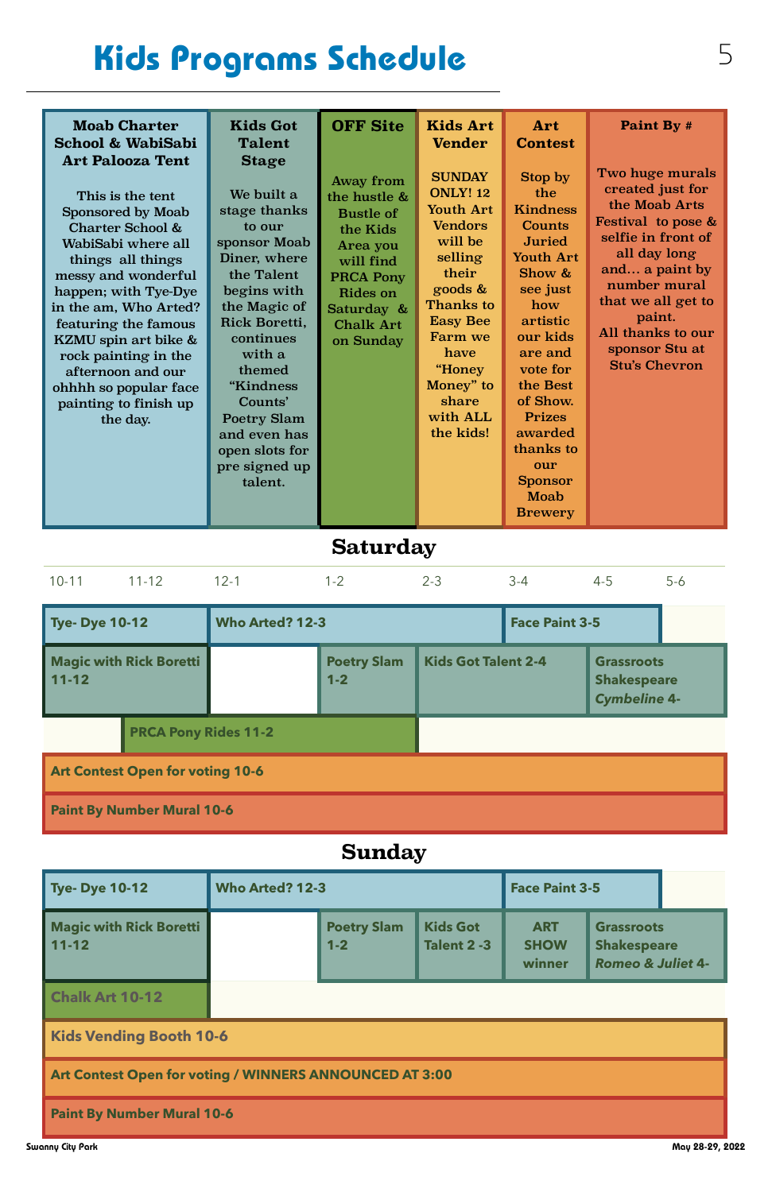# Kids Programs Schedule

| Moab Charter School & WabiSabi Art Palooza Tent | Kids Got Talent Stage | OFF Site | Kids Art Vender | Art Contest | Paint By # |
|---|---|---|---|---|---|
| This is the tent Sponsored by Moab Charter School & WabiSabi where all things all things messy and wonderful happen; with Tye-Dye in the am, Who Arted? featuring the famous KZMU spin art bike & rock painting in the afternoon and our ohhhh so popular face painting to finish up the day. | We built a stage thanks to our sponsor Moab Diner, where the Talent begins with the Magic of Rick Boretti, continues with a themed "Kindness Counts' Poetry Slam and even has open slots for pre signed up talent. | Away from the hustle & Bustle of the Kids Area you will find PRCA Pony Rides on Saturday & Chalk Art on Sunday | SUNDAY ONLY! 12 Youth Art Vendors will be selling their goods & Thanks to Easy Bee Farm we have "Honey Money" to share with ALL the kids! | Stop by the Kindness Counts Juried Youth Art Show & see just how artistic our kids are and vote for the Best of Show. Prizes awarded thanks to our Sponsor Moab Brewery | Two huge murals created just for the Moab Arts Festival to pose & selfie in front of all day long and... a paint by number mural that we all get to paint. All thanks to our sponsor Stu at Stu's Chevron |

## Saturday

| 10-11 | 11-12 | 12-1 | 1-2 | 2-3 | 3-4 | 4-5 | 5-6 |
|---|---|---|---|---|---|---|---|
| **Tye- Dye 10-12** | | **Who Arted? 12-3** | | | **Face Paint 3-5** | | |
| **Magic with Rick Boretti 11-12** | | | **Poetry Slam 1-2** | **Kids Got Talent 2-4** | | **Grassroots Shakespeare *Cymbeline* 4-** | |
| | **PRCA Pony Rides 11-2** | | | | | | |
| **Art Contest Open for voting 10-6** | | | | | | | |
| **Paint By Number Mural 10-6** | | | | | | | |

## Sunday

| 10-11 | 11-12 | 12-1 | 1-2 | 2-3 | 3-4 | 4-5 | 5-6 |
|---|---|---|---|---|---|---|---|
| **Tye- Dye 10-12** | | **Who Arted? 12-3** | | | **Face Paint 3-5** | | |
| **Magic with Rick Boretti 11-12** | | | **Poetry Slam 1-2** | **Kids Got Talent 2 -3** | **ART SHOW winner** | **Grassroots Shakespeare *Romeo & Juliet* 4-** | |
| **Chalk Art 10-12** | | | | | | | |
| **Kids Vending Booth 10-6** | | | | | | | |
| **Art Contest Open for voting / WINNERS ANNOUNCED AT 3:00** | | | | | | | |
| **Paint By Number Mural 10-6** | | | | | | | |

Swanny City Park

May 28-29, 2022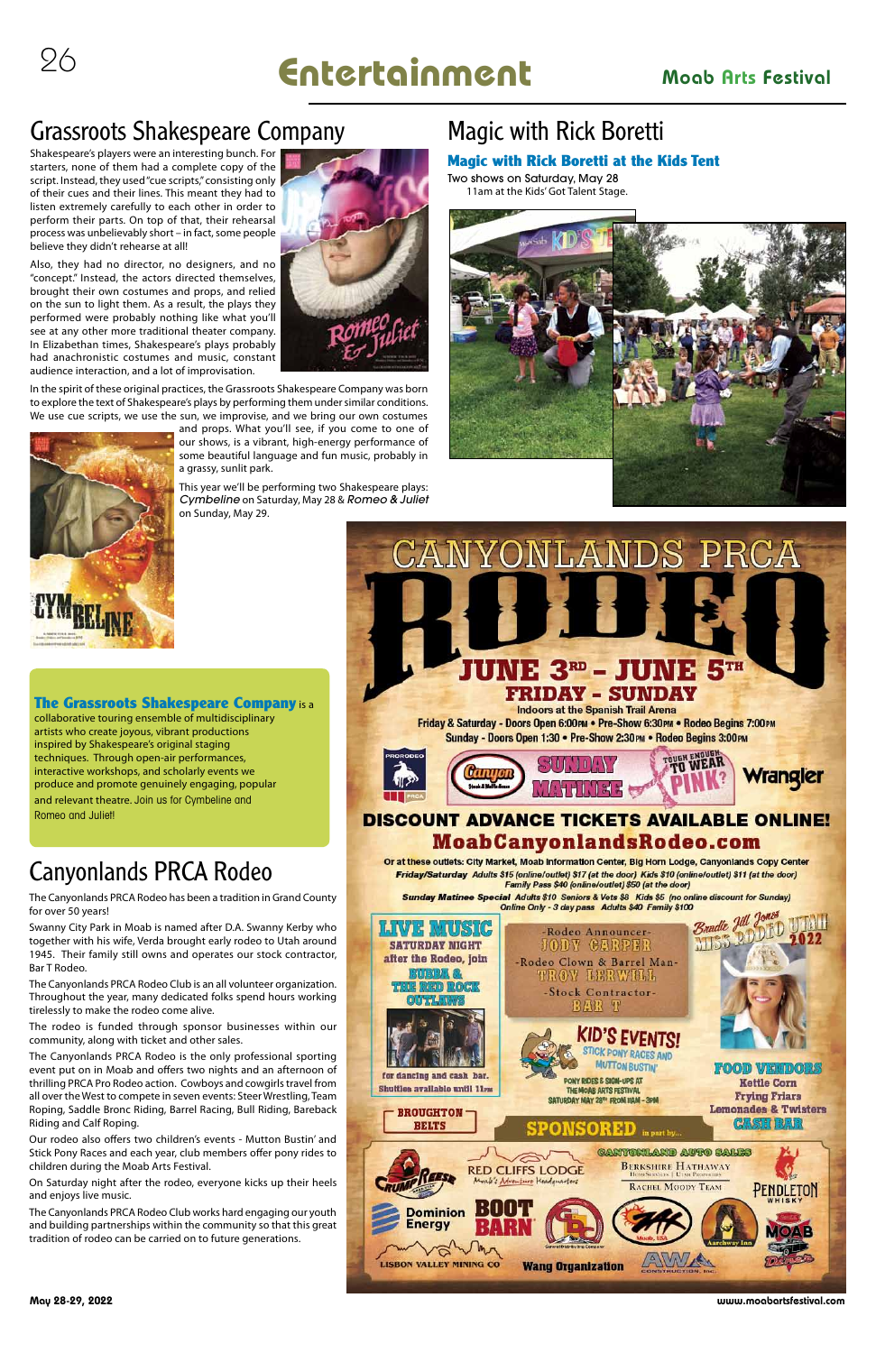# Entertainment

## Grassroots Shakespeare Company

Shakespeare's players were an interesting bunch. For starters, none of them had a complete copy of the script. Instead, they used "cue scripts," consisting only of their cues and their lines. This meant they had to listen extremely carefully to each other in order to perform their parts. On top of that, their rehearsal process was unbelievably short – in fact, some people believe they didn't rehearse at all!

Also, they had no director, no designers, and no "concept." Instead, the actors directed themselves, brought their own costumes and props, and relied on the sun to light them. As a result, the plays they performed were probably nothing like what you'll see at any other more traditional theater company. In Elizabethan times, Shakespeare's plays probably had anachronistic costumes and music, constant audience interaction, and a lot of improvisation.

In the spirit of these original practices, the Grassroots Shakespeare Company was born to explore the text of Shakespeare's plays by performing them under similar conditions. We use cue scripts, we use the sun, we improvise, and we bring our own costumes and props. What you'll see, if you come to one of our shows, is a vibrant, high-energy performance of some beautiful language and fun music, probably in a grassy, sunlit park.

This year we'll be performing two Shakespeare plays: *Cymbeline* on Saturday, May 28 & *Romeo & Juliet* on Sunday, May 29.

**The Grassroots Shakespeare Company** is a collaborative touring ensemble of multidisciplinary artists who create joyous, vibrant productions inspired by Shakespeare's original staging techniques. Through open-air performances, interactive workshops, and scholarly events we produce and promote genuinely engaging, popular and relevant theatre. Join us for Cymbeline and Romeo and Juliet!

## Magic with Rick Boretti

### Magic with Rick Boretti at the Kids Tent

Two shows on Saturday, May 28
11am at the Kids' Got Talent Stage.

## Canyonlands PRCA Rodeo

The Canyonlands PRCA Rodeo has been a tradition in Grand County for over 50 years!

Swanny City Park in Moab is named after D.A. Swanny Kerby who together with his wife, Verda brought early rodeo to Utah around 1945. Their family still owns and operates our stock contractor, Bar T Rodeo.

The Canyonlands PRCA Rodeo Club is an all volunteer organization. Throughout the year, many dedicated folks spend hours working tirelessly to make the rodeo come alive.

The rodeo is funded through sponsor businesses within our community, along with ticket and other sales.

The Canyonlands PRCA Rodeo is the only professional sporting event put on in Moab and offers two nights and an afternoon of thrilling PRCA Pro Rodeo action. Cowboys and cowgirls travel from all over the West to compete in seven events: Steer Wrestling, Team Roping, Saddle Bronc Riding, Barrel Racing, Bull Riding, Bareback Riding and Calf Roping.

Our rodeo also offers two children's events - Mutton Bustin' and Stick Pony Races and each year, club members offer pony rides to children during the Moab Arts Festival.

On Saturday night after the rodeo, everyone kicks up their heels and enjoys live music.

The Canyonlands PRCA Rodeo Club works hard engaging our youth and building partnerships within the community so that this great tradition of rodeo can be carried on to future generations.

CANYONLANDS PRCA RODEO

JUNE 3RD - JUNE 5TH
FRIDAY - SUNDAY

Indoors at the Spanish Trail Arena
Friday & Saturday - Doors Open 6:00PM • Pre-Show 6:30PM • Rodeo Begins 7:00PM
Sunday - Doors Open 1:30 • Pre-Show 2:30PM • Rodeo Begins 3:00PM

SUNDAY MATINEE — TOUGH ENOUGH TO WEAR PINK? — Wrangler

DISCOUNT ADVANCE TICKETS AVAILABLE ONLINE!
MoabCanyonlandsRodeo.com

Or at these outlets: City Market, Moab Information Center, Big Horn Lodge, Canyonlands Copy Center
Friday/Saturday Adults $15 (online/outlet) $17 (at the door) Kids $10 (online/outlet) $11 (at the door)
Family Pass $40 (online/outlet) $50 (at the door)
Sunday Matinee Special Adults $10 Seniors & Vets $8 Kids $5 (no online discount for Sunday)
Online Only - 3 day pass Adults $40 Family $100

LIVE MUSIC — SATURDAY NIGHT after the Rodeo, join BUBBA & THE RED ROCK OUTLAWS for dancing and cash bar. Shuttles available until 11PM

-Rodeo Announcer- JODY CARPER
-Rodeo Clown & Barrel Man- TROY LERWILL
-Stock Contractor- BAR T

Bradie Jill Jones — MISS RODEO UTAH 2022

KID'S EVENTS! STICK PONY RACES AND MUTTON BUSTIN' — PONY RIDES & SIGN-UPS AT THE MOAB ARTS FESTIVAL SATURDAY MAY 28TH FROM 11AM - 3PM

FOOD VENDORS — Kettle Corn, Frying Friars, Lemonades & Twisters, CASH BAR

BROUGHTON BELTS

SPONSORED in part by...

Canyonland Auto Sales, Red Cliffs Lodge, Berkshire Hathaway (Rachel Moody Team), Pendleton Whisky, Dominion Energy, Boot Barn, Aarchway Inn, Moab, Lisbon Valley Mining Co, Wang Organization, AWA Construction, Inc.